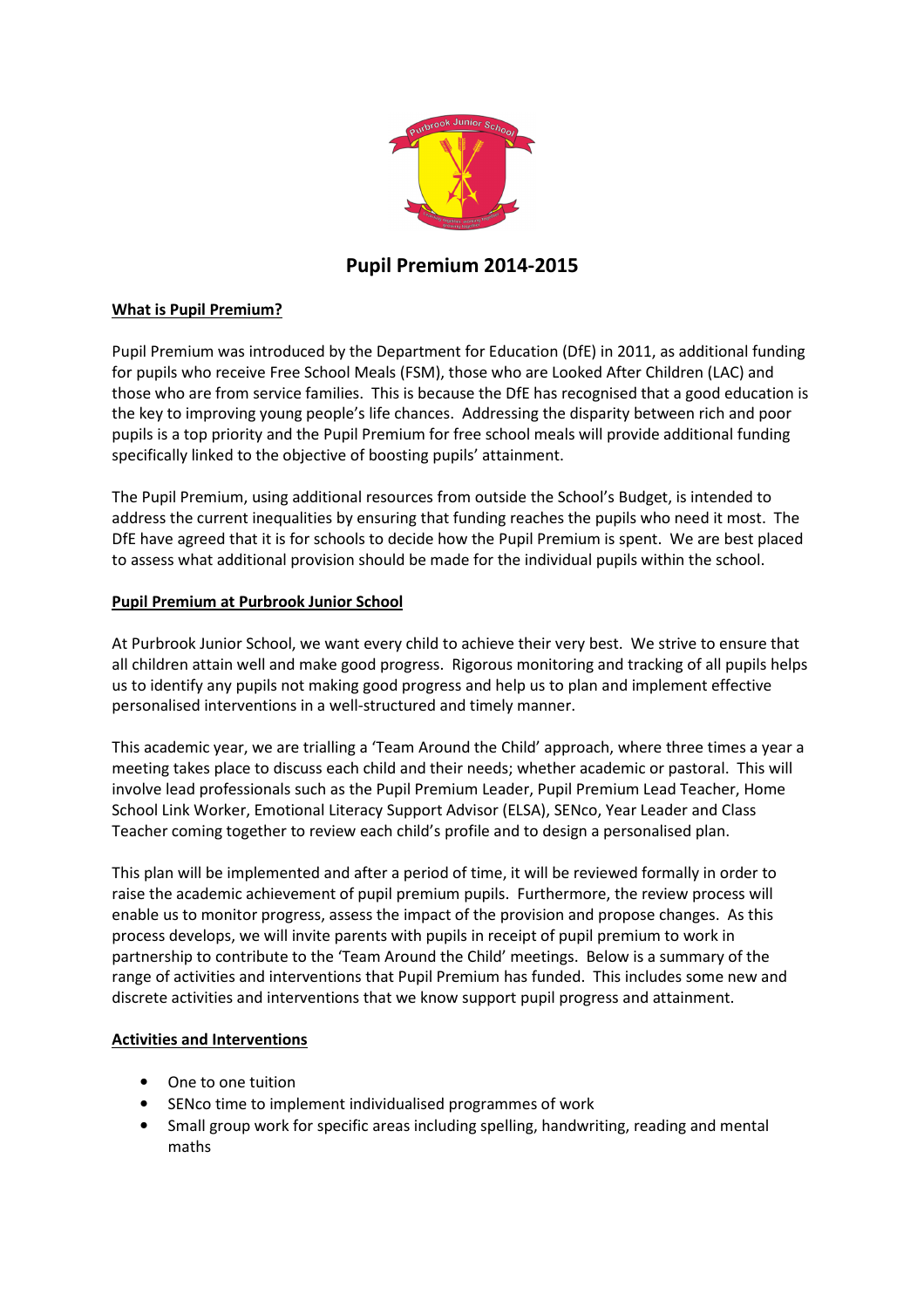# Pupil Premium 2014-2015

## What is Pupil Premium?

Pupil Premium was introduced by the Department for Education (DfE) in 2011, as additional funding for pupils who receive Free School Meals (FSM), those who are Looked After Children (LAC) and those who are from service families. This is because the DfE has recognised that a good education is the key to improving young people's life chances. Addressing the disparity between rich and poor pupils is a top priority and the Pupil Premium for free school meals will provide additional funding specifically linked to the objective of boosting pupils' attainment.

The Pupil Premium, using additional resources from outside the School's Budget, is intended to address the current inequalities by ensuring that funding reaches the pupils who need it most. The DfE have agreed that it is for schools to decide how the Pupil Premium is spent. We are best placed to assess what additional provision should be made for the individual pupils within the school.

## Pupil Premium at Purbrook Junior School

At Purbrook Junior School, we want every child to achieve their very best. We strive to ensure that all children attain well and make good progress. Rigorous monitoring and tracking of all pupils helps us to identify any pupils not making good progress and help us to plan and implement effective personalised interventions in a well-structured and timely manner.

This academic year, we are trialling a 'Team Around the Child' approach, where three times a year a meeting takes place to discuss each child and their needs; whether academic or pastoral. This will involve lead professionals such as the Pupil Premium Leader, Pupil Premium Lead Teacher, Home School Link Worker, Emotional Literacy Support Advisor (ELSA), SENco, Year Leader and Class Teacher coming together to review each child's profile and to design a personalised plan.

This plan will be implemented and after a period of time, it will be reviewed formally in order to raise the academic achievement of pupil premium pupils. Furthermore, the review process will enable us to monitor progress, assess the impact of the provision and propose changes. As this process develops, we will invite parents with pupils in receipt of pupil premium to work in partnership to contribute to the 'Team Around the Child' meetings. Below is a summary of the range of activities and interventions that Pupil Premium has funded. This includes some new and discrete activities and interventions that we know support pupil progress and attainment.

## Activities and Interventions

- One to one tuition
- SENco time to implement individualised programmes of work
- Small group work for specific areas including spelling, handwriting, reading and mental maths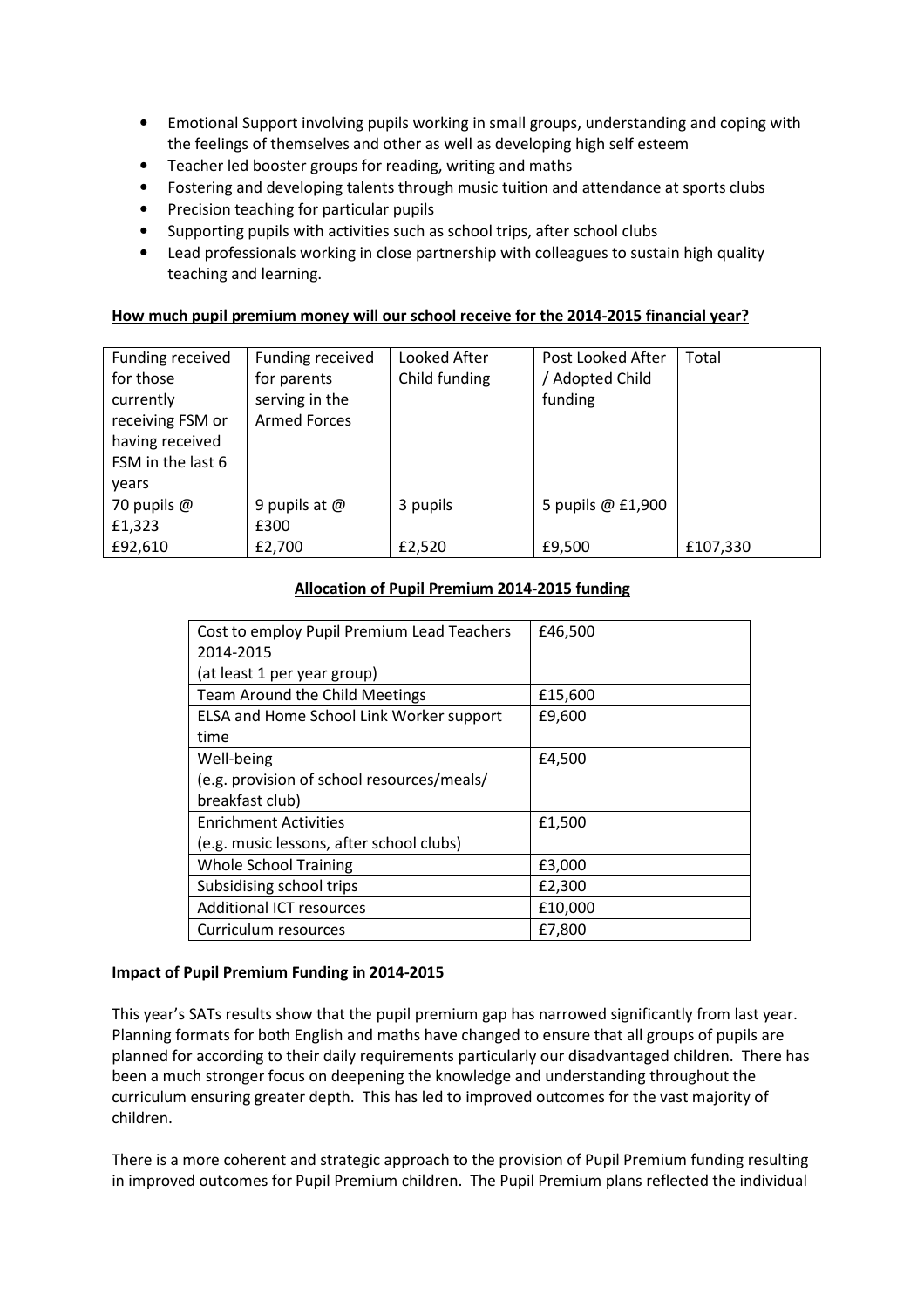- Emotional Support involving pupils working in small groups, understanding and coping with the feelings of themselves and other as well as developing high self esteem
- Teacher led booster groups for reading, writing and maths
- Fostering and developing talents through music tuition and attendance at sports clubs
- Precision teaching for particular pupils
- Supporting pupils with activities such as school trips, after school clubs
- Lead professionals working in close partnership with colleagues to sustain high quality teaching and learning.

**How much pupil premium money will our school receive for the 2014-2015 financial year?**

| Funding received for those currently receiving FSM or having received FSM in the last 6 years | Funding received for parents serving in the Armed Forces | Looked After Child funding | Post Looked After / Adopted Child funding | Total |
|---|---|---|---|---|
| 70 pupils @ £1,323 £92,610 | 9 pupils at @ £300 £2,700 | 3 pupils £2,520 | 5 pupils @ £1,900 £9,500 | £107,330 |

**Allocation of Pupil Premium 2014-2015 funding**

| Cost to employ Pupil Premium Lead Teachers 2014-2015 (at least 1 per year group) | £46,500 |
|---|---|
| Team Around the Child Meetings | £15,600 |
| ELSA and Home School Link Worker support time | £9,600 |
| Well-being (e.g. provision of school resources/meals/ breakfast club) | £4,500 |
| Enrichment Activities (e.g. music lessons, after school clubs) | £1,500 |
| Whole School Training | £3,000 |
| Subsidising school trips | £2,300 |
| Additional ICT resources | £10,000 |
| Curriculum resources | £7,800 |

**Impact of Pupil Premium Funding in 2014-2015**

This year's SATs results show that the pupil premium gap has narrowed significantly from last year. Planning formats for both English and maths have changed to ensure that all groups of pupils are planned for according to their daily requirements particularly our disadvantaged children. There has been a much stronger focus on deepening the knowledge and understanding throughout the curriculum ensuring greater depth. This has led to improved outcomes for the vast majority of children.

There is a more coherent and strategic approach to the provision of Pupil Premium funding resulting in improved outcomes for Pupil Premium children. The Pupil Premium plans reflected the individual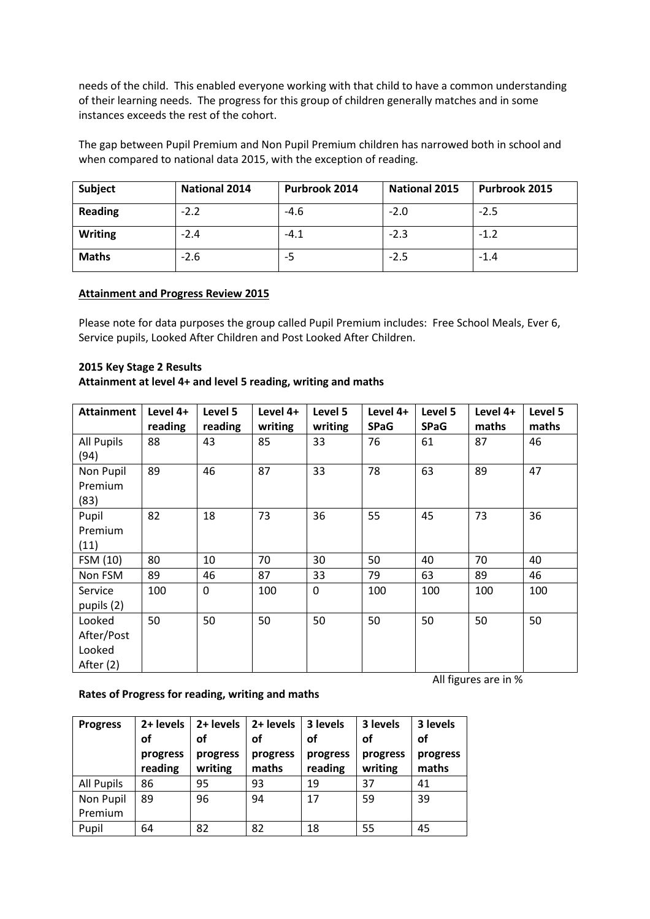needs of the child. This enabled everyone working with that child to have a common understanding of their learning needs. The progress for this group of children generally matches and in some instances exceeds the rest of the cohort.

The gap between Pupil Premium and Non Pupil Premium children has narrowed both in school and when compared to national data 2015, with the exception of reading.

| Subject | National 2014 | Purbrook 2014 | National 2015 | Purbrook 2015 |
|---|---|---|---|---|
| Reading | -2.2 | -4.6 | -2.0 | -2.5 |
| Writing | -2.4 | -4.1 | -2.3 | -1.2 |
| Maths | -2.6 | -5 | -2.5 | -1.4 |

**Attainment and Progress Review 2015**

Please note for data purposes the group called Pupil Premium includes: Free School Meals, Ever 6, Service pupils, Looked After Children and Post Looked After Children.

**2015 Key Stage 2 Results**
**Attainment at level 4+ and level 5 reading, writing and maths**

| Attainment | Level 4+ reading | Level 5 reading | Level 4+ writing | Level 5 writing | Level 4+ SPaG | Level 5 SPaG | Level 4+ maths | Level 5 maths |
|---|---|---|---|---|---|---|---|---|
| All Pupils (94) | 88 | 43 | 85 | 33 | 76 | 61 | 87 | 46 |
| Non Pupil Premium (83) | 89 | 46 | 87 | 33 | 78 | 63 | 89 | 47 |
| Pupil Premium (11) | 82 | 18 | 73 | 36 | 55 | 45 | 73 | 36 |
| FSM (10) | 80 | 10 | 70 | 30 | 50 | 40 | 70 | 40 |
| Non FSM | 89 | 46 | 87 | 33 | 79 | 63 | 89 | 46 |
| Service pupils (2) | 100 | 0 | 100 | 0 | 100 | 100 | 100 | 100 |
| Looked After/Post Looked After (2) | 50 | 50 | 50 | 50 | 50 | 50 | 50 | 50 |

All figures are in %

**Rates of Progress for reading, writing and maths**

| Progress | 2+ levels of progress reading | 2+ levels of progress writing | 2+ levels of progress maths | 3 levels of progress reading | 3 levels of progress writing | 3 levels of progress maths |
|---|---|---|---|---|---|---|
| All Pupils | 86 | 95 | 93 | 19 | 37 | 41 |
| Non Pupil Premium | 89 | 96 | 94 | 17 | 59 | 39 |
| Pupil | 64 | 82 | 82 | 18 | 55 | 45 |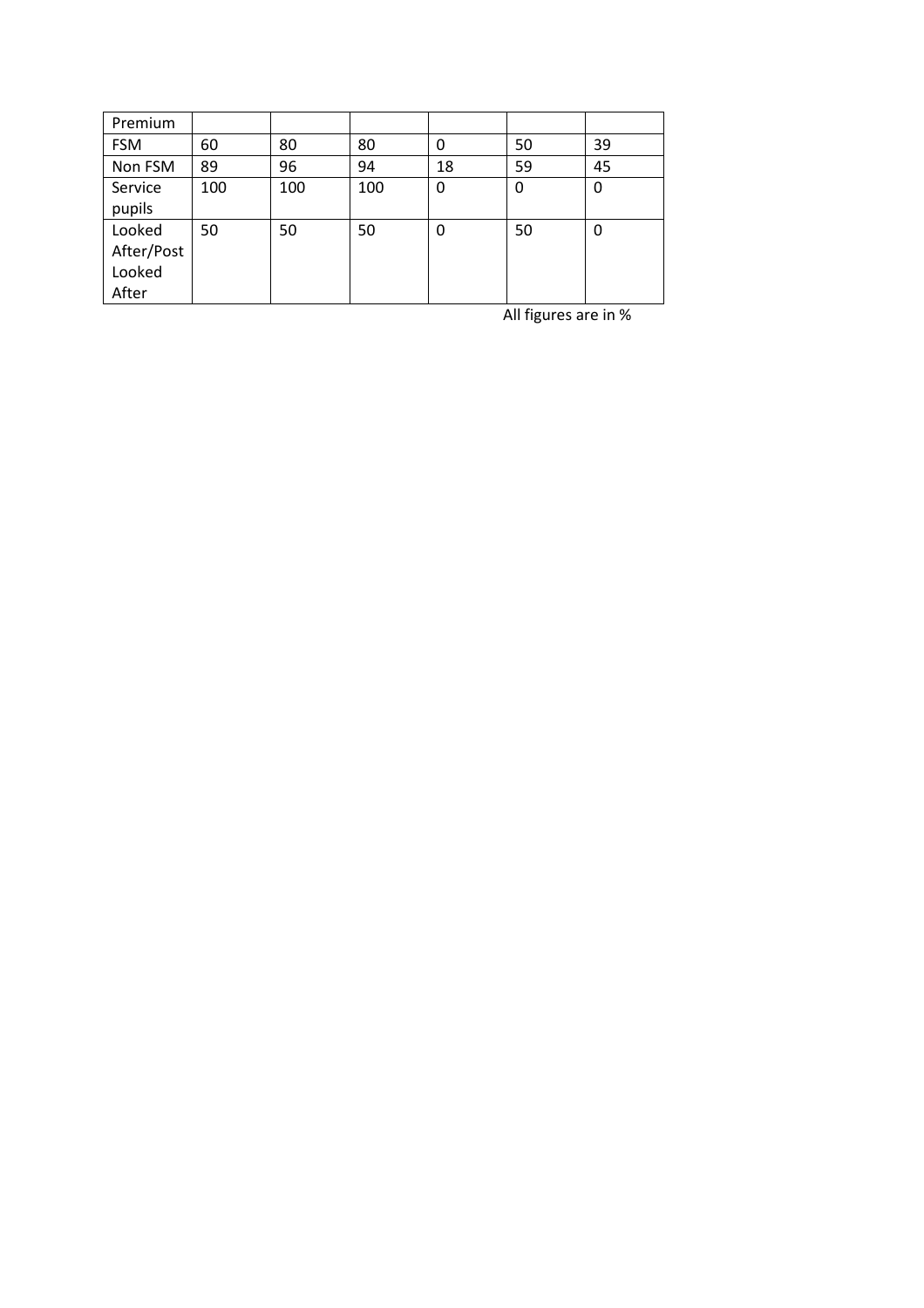| | | | | | | |
|---|---|---|---|---|---|---|
| Premium | | | | | | |
| FSM | 60 | 80 | 80 | 0 | 50 | 39 |
| Non FSM | 89 | 96 | 94 | 18 | 59 | 45 |
| Service pupils | 100 | 100 | 100 | 0 | 0 | 0 |
| Looked After/Post Looked After | 50 | 50 | 50 | 0 | 50 | 0 |

All figures are in %